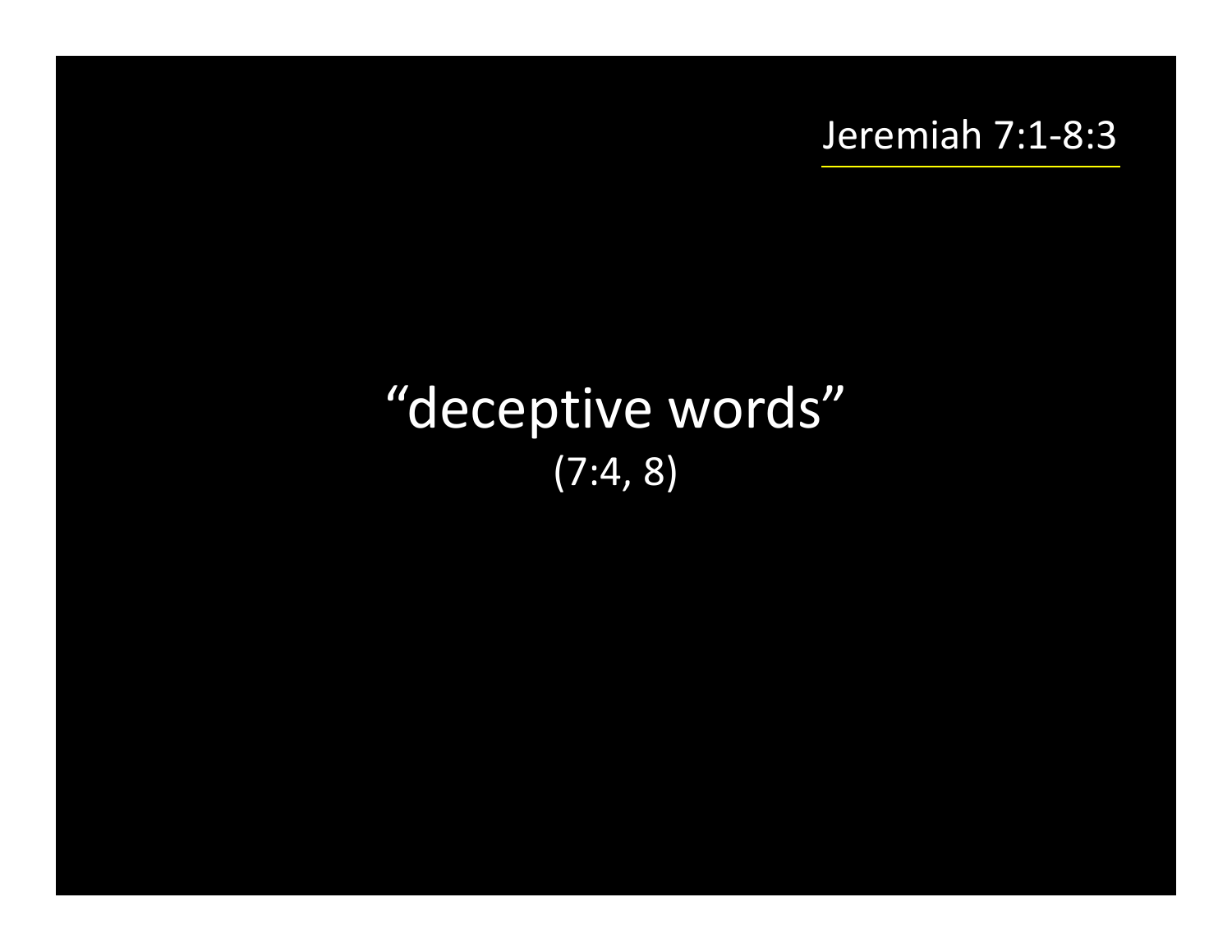Jeremiah 7:1-8:3

“deceptive words”

(7:4, 8)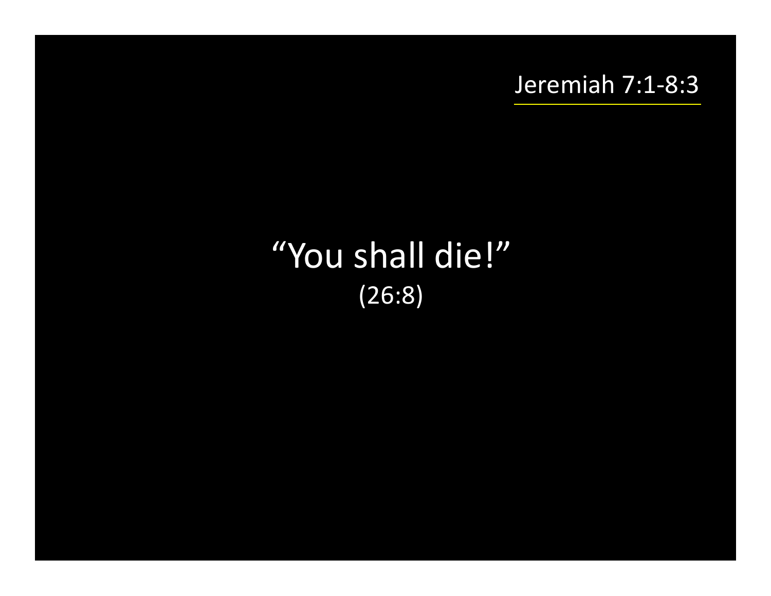Jeremiah 7:1-8:3

"You shall die!"
(26:8)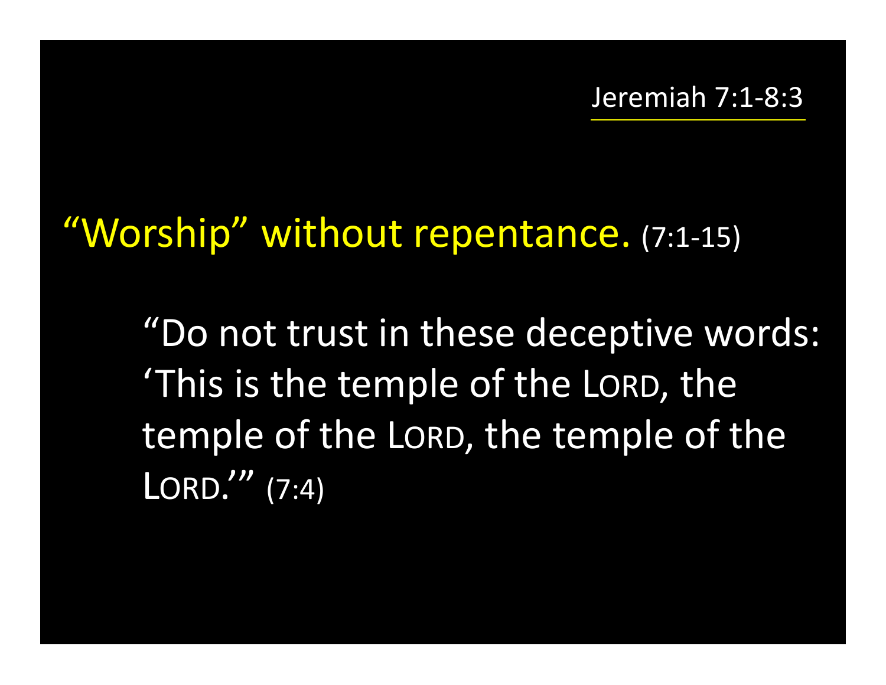Jeremiah 7:1-8:3

## "Worship" without repentance. (7:1-15)

> "Do not trust in these deceptive words: 'This is the temple of the LORD, the temple of the LORD, the temple of the LORD.'" (7:4)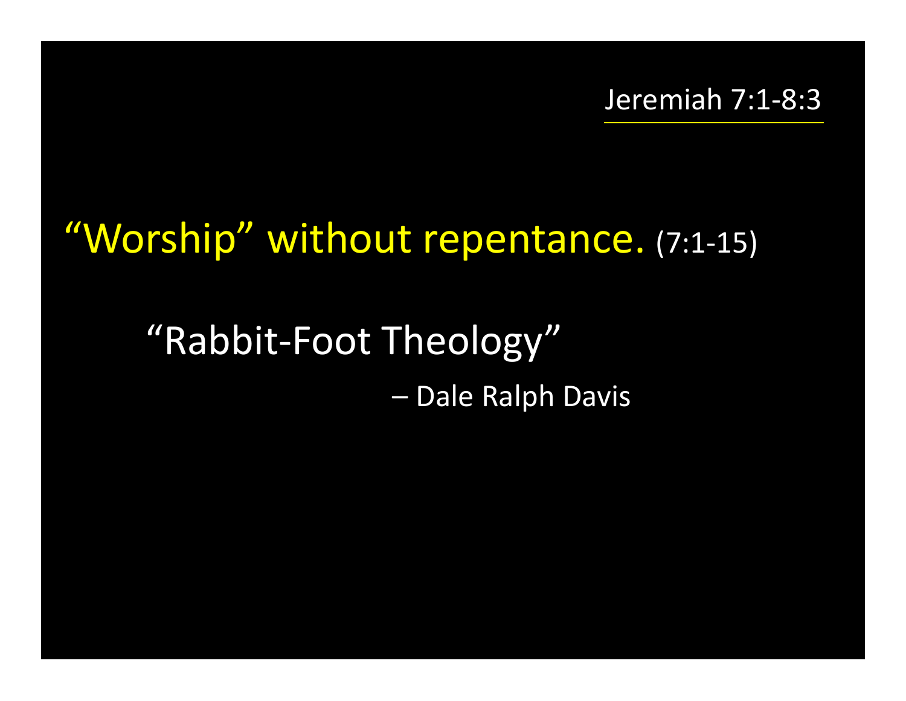Jeremiah 7:1-8:3

## “Worship” without repentance. (7:1-15)

“Rabbit-Foot Theology”

– Dale Ralph Davis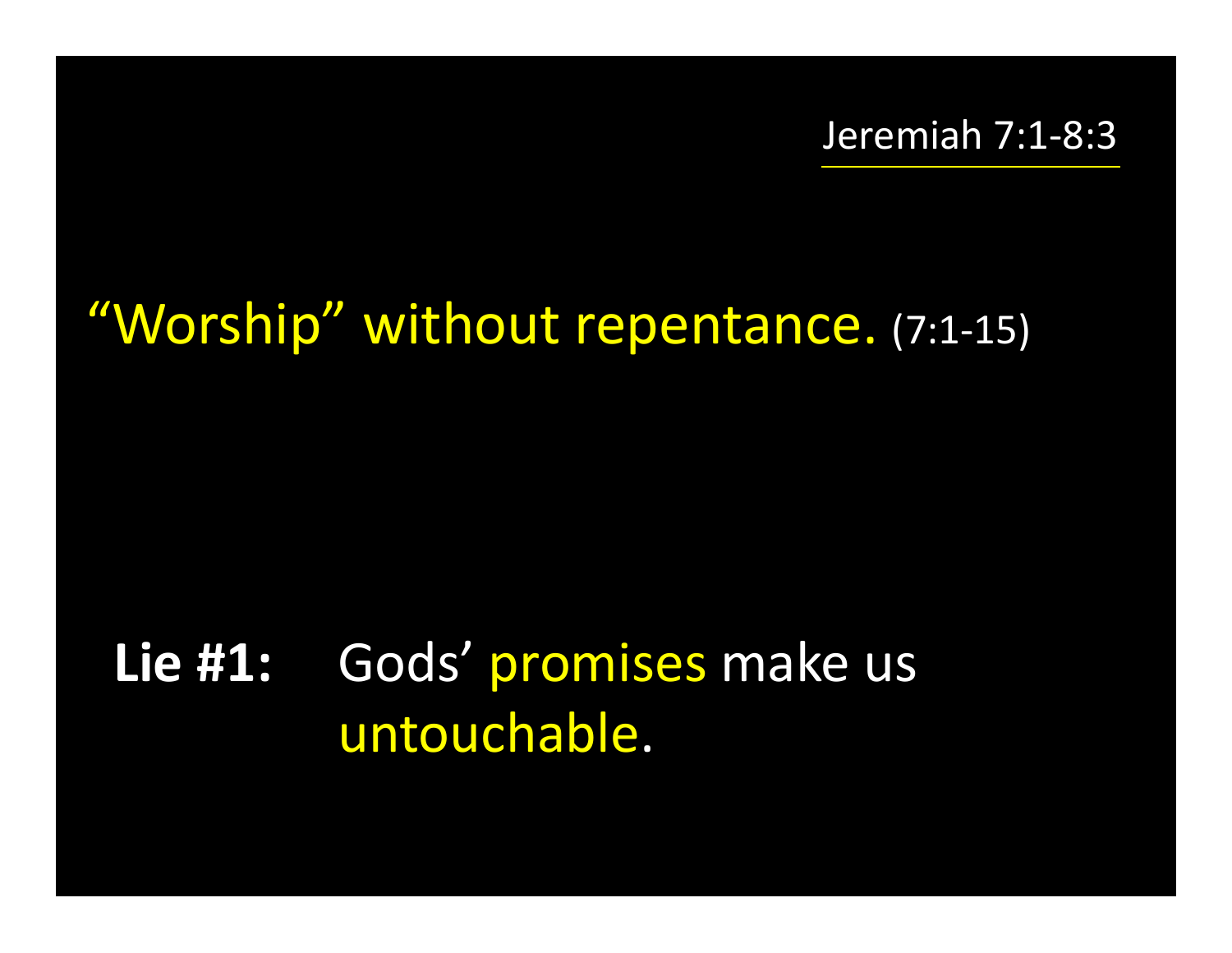Jeremiah 7:1-8:3

## "Worship" without repentance. (7:1-15)

**Lie #1:** Gods' promises make us untouchable.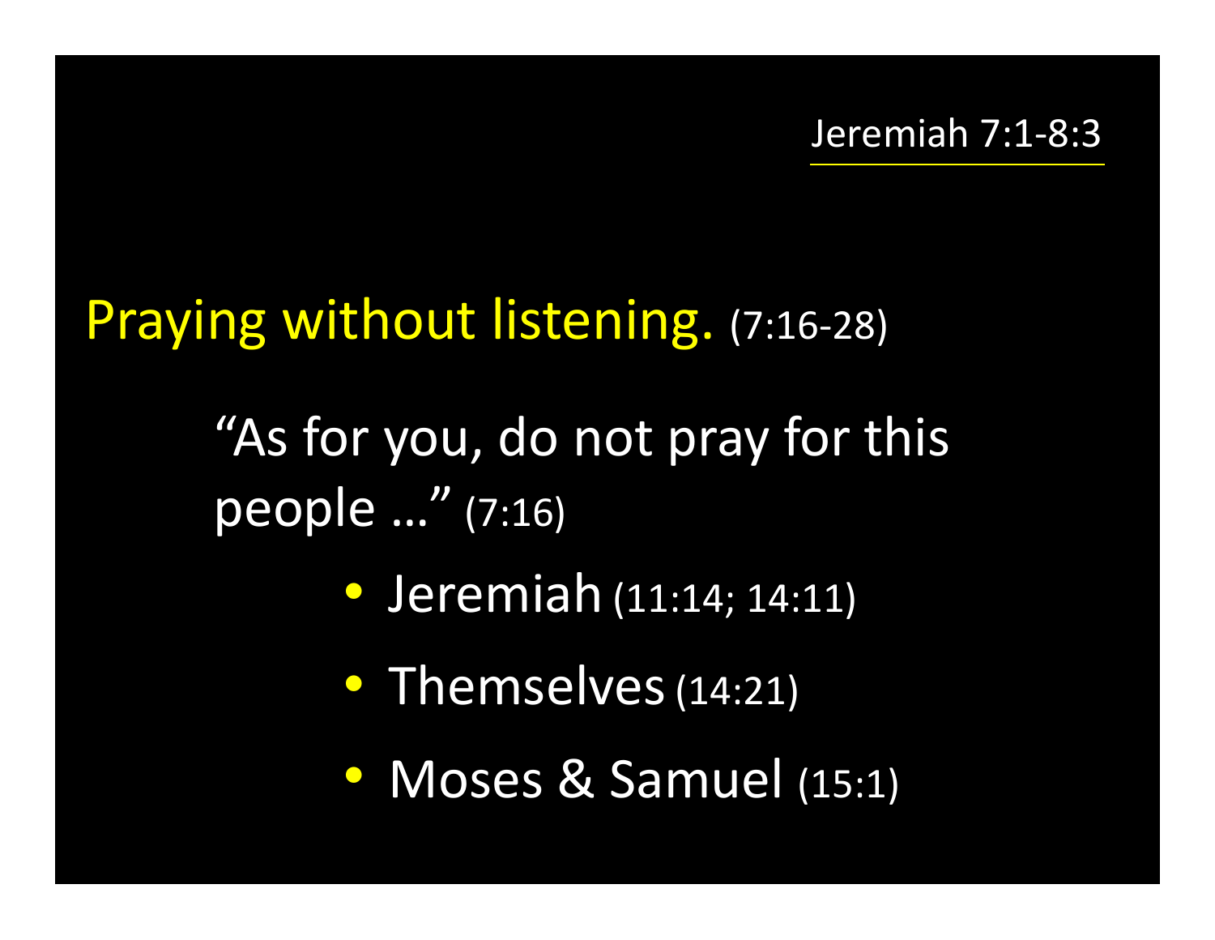Jeremiah 7:1-8:3

## Praying without listening. (7:16-28)

"As for you, do not pray for this people …" (7:16)

- Jeremiah (11:14; 14:11)
- Themselves (14:21)
- Moses & Samuel (15:1)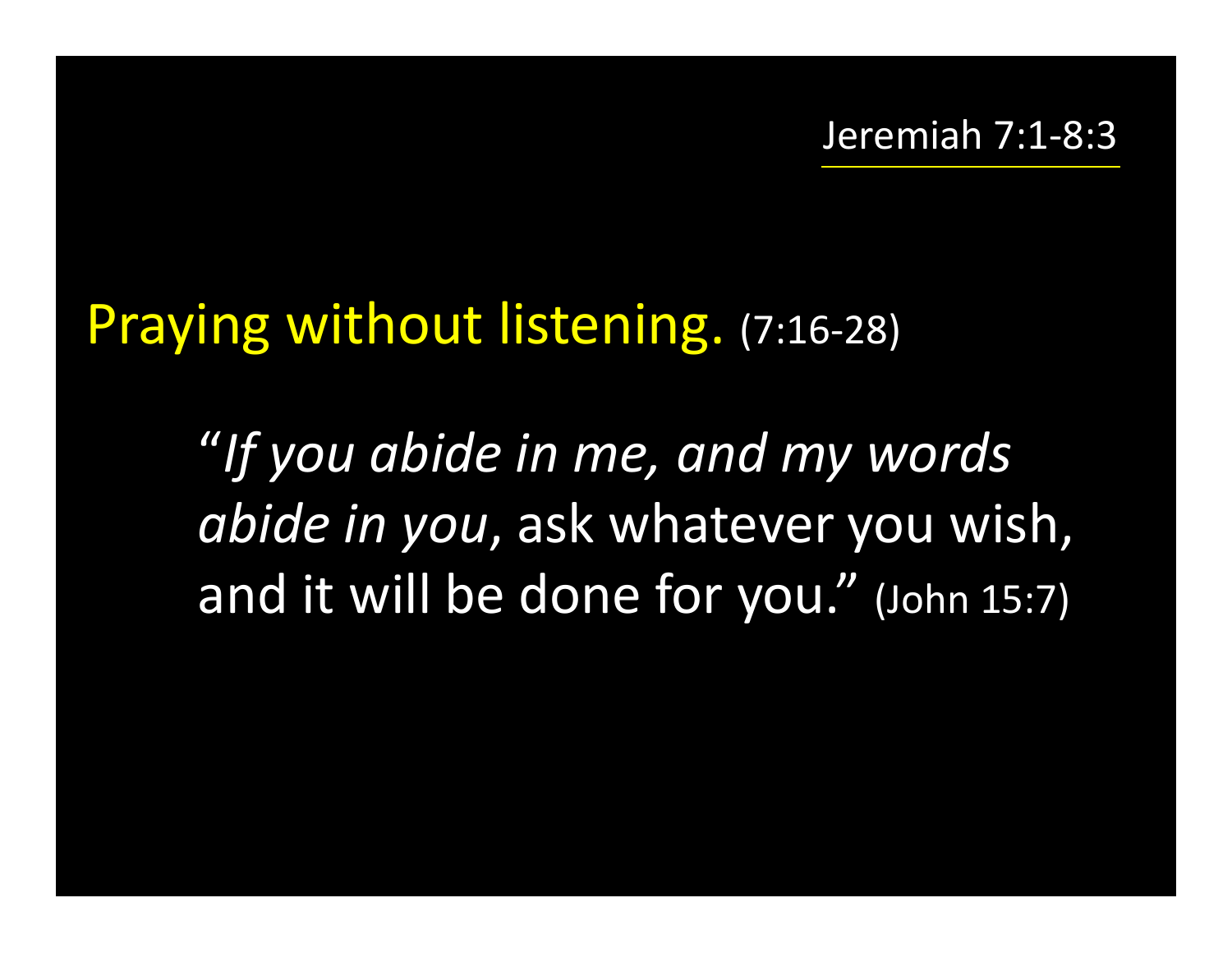Jeremiah 7:1-8:3

## Praying without listening. (7:16-28)

"*If you abide in me, and my words abide in you*, ask whatever you wish, and it will be done for you." (John 15:7)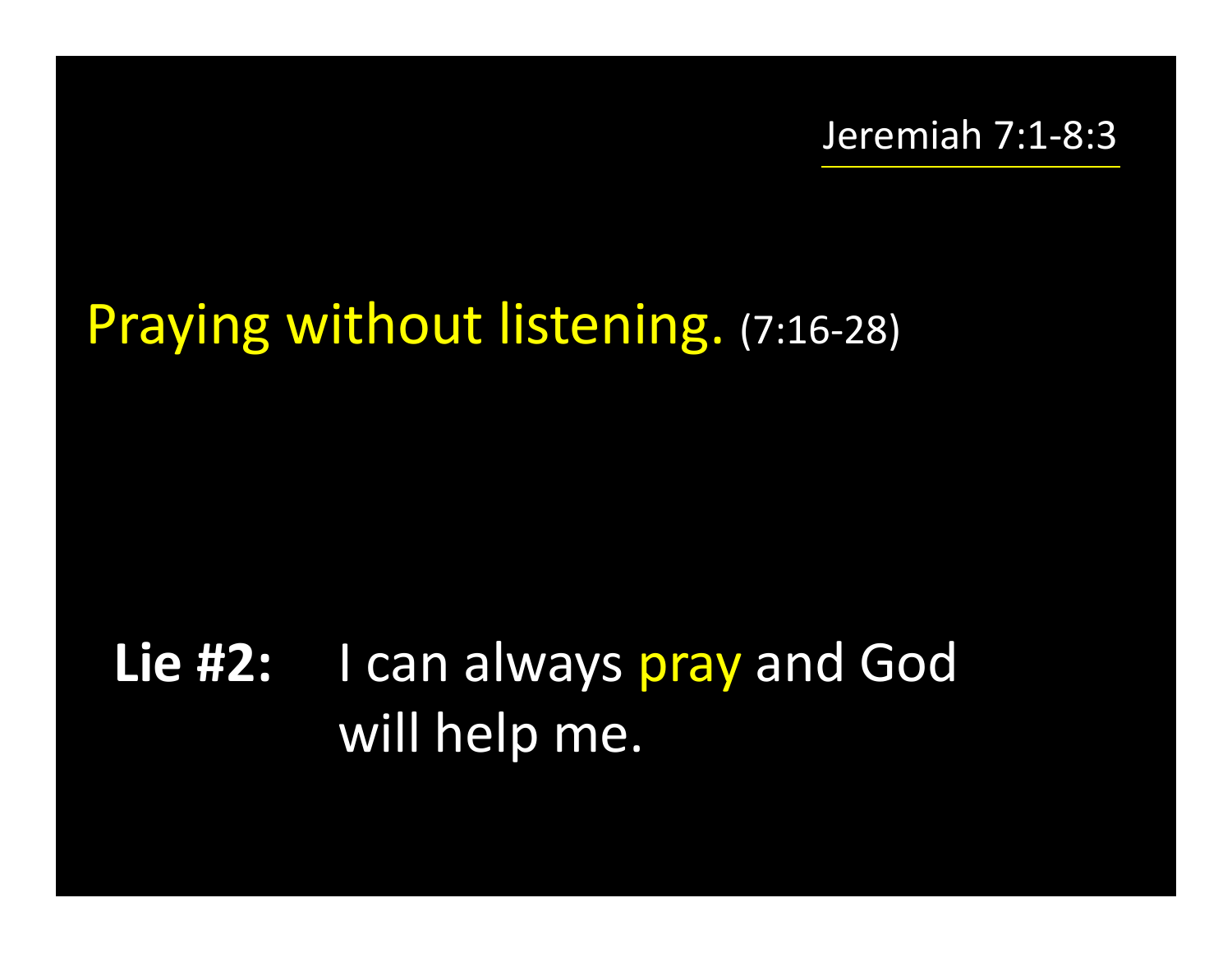Jeremiah 7:1-8:3

## Praying without listening. (7:16-28)

**Lie #2:** I can always pray and God will help me.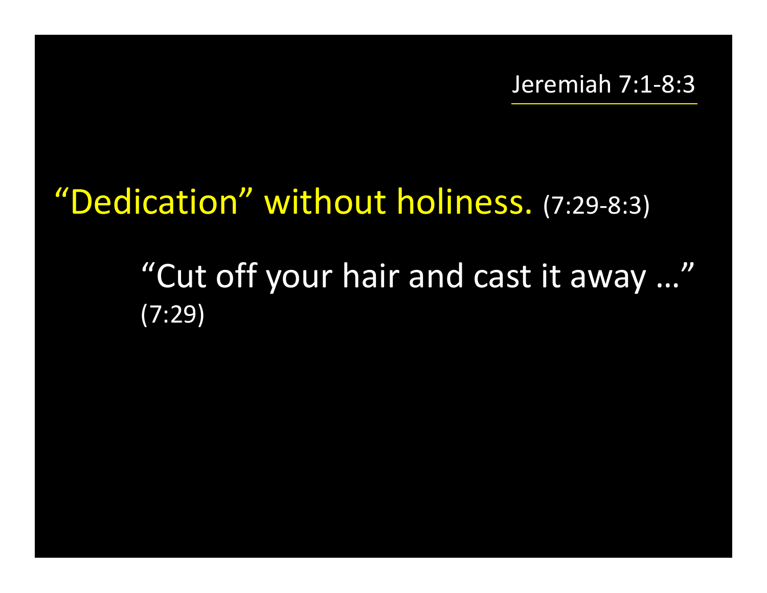Jeremiah 7:1-8:3

## “Dedication” without holiness. (7:29-8:3)

“Cut off your hair and cast it away …” (7:29)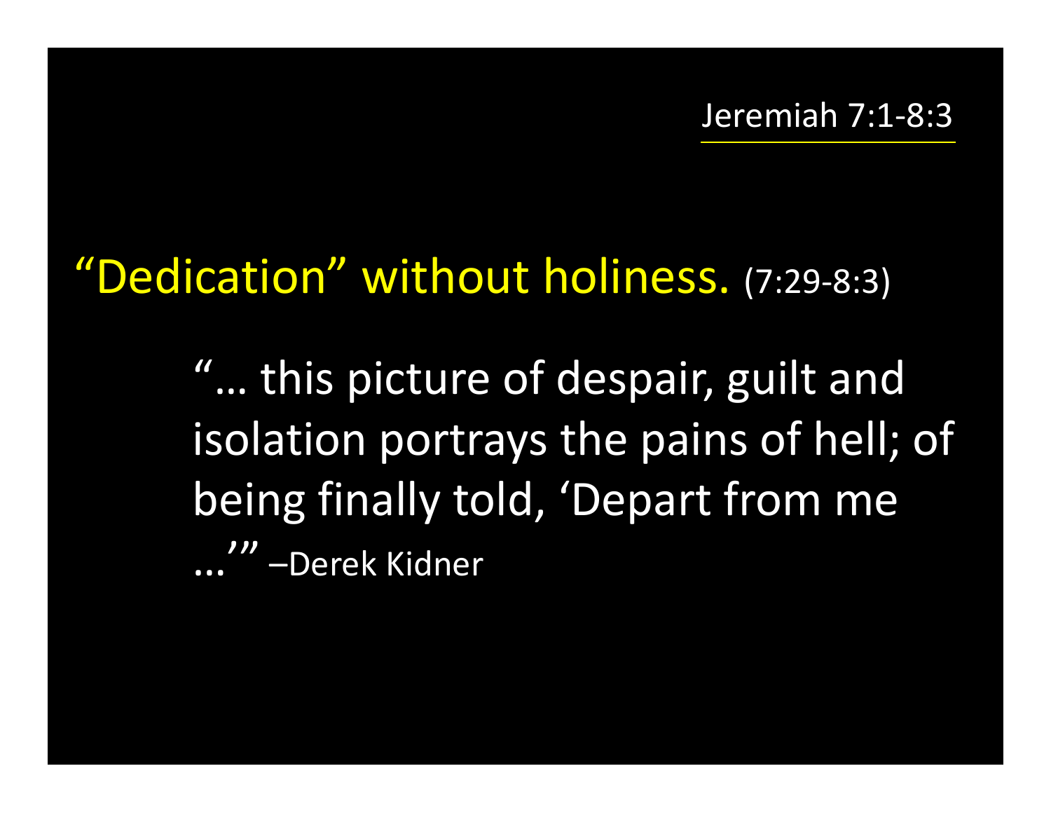Jeremiah 7:1-8:3

## “Dedication” without holiness. (7:29-8:3)

“… this picture of despair, guilt and isolation portrays the pains of hell; of being finally told, ‘Depart from me …’” –Derek Kidner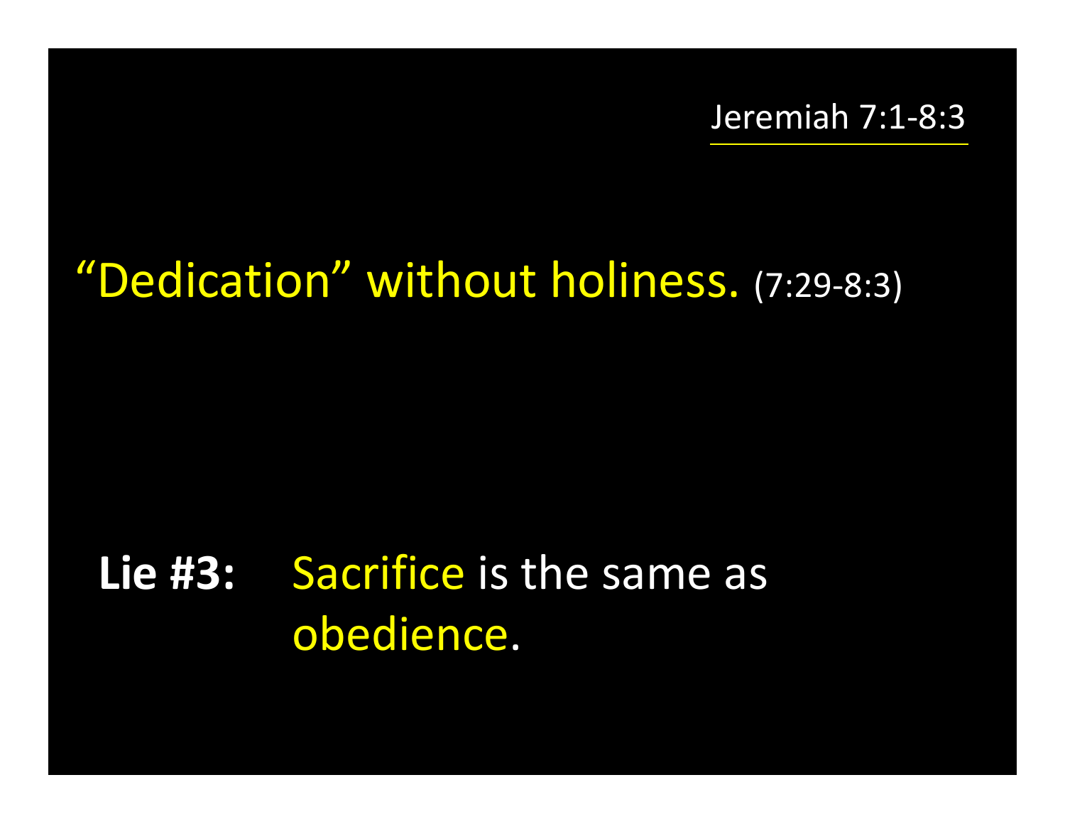Jeremiah 7:1-8:3

## “Dedication” without holiness. (7:29-8:3)

**Lie #3:** Sacrifice is the same as obedience.